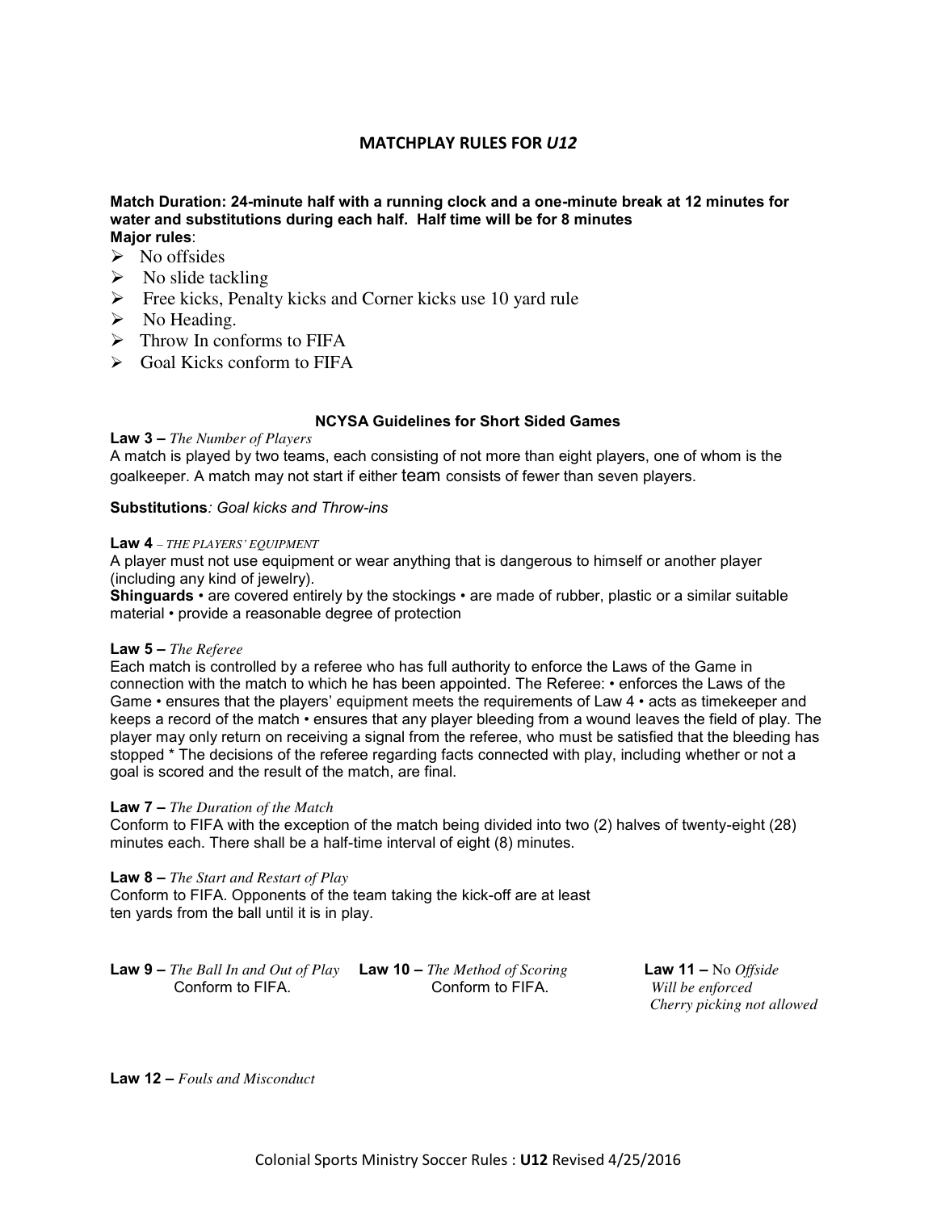# MATCHPLAY RULES FOR *U12*

**Match Duration: 24-minute half with a running clock and a one-minute break at 12 minutes for water and substitutions during each half. Half time will be for 8 minutes**
**Major rules**:

- No offsides
- No slide tackling
- Free kicks, Penalty kicks and Corner kicks use 10 yard rule
- No Heading.
- Throw In conforms to FIFA
- Goal Kicks conform to FIFA

## NCYSA Guidelines for Short Sided Games

**Law 3 –** *The Number of Players*
A match is played by two teams, each consisting of not more than eight players, one of whom is the goalkeeper. A match may not start if either team consists of fewer than seven players.

**Substitutions***: Goal kicks and Throw-ins*

**Law 4** *– THE PLAYERS' EQUIPMENT*
A player must not use equipment or wear anything that is dangerous to himself or another player (including any kind of jewelry).
**Shinguards** • are covered entirely by the stockings • are made of rubber, plastic or a similar suitable material • provide a reasonable degree of protection

**Law 5 –** *The Referee*
Each match is controlled by a referee who has full authority to enforce the Laws of the Game in connection with the match to which he has been appointed. The Referee: • enforces the Laws of the Game • ensures that the players' equipment meets the requirements of Law 4 • acts as timekeeper and keeps a record of the match • ensures that any player bleeding from a wound leaves the field of play. The player may only return on receiving a signal from the referee, who must be satisfied that the bleeding has stopped * The decisions of the referee regarding facts connected with play, including whether or not a goal is scored and the result of the match, are final.

**Law 7 –** *The Duration of the Match*
Conform to FIFA with the exception of the match being divided into two (2) halves of twenty-eight (28) minutes each. There shall be a half-time interval of eight (8) minutes.

**Law 8 –** *The Start and Restart of Play*
Conform to FIFA. Opponents of the team taking the kick-off are at least ten yards from the ball until it is in play.

**Law 9 –** *The Ball In and Out of Play*
Conform to FIFA.

**Law 10 –** *The Method of Scoring*
Conform to FIFA.

**Law 11 –** No *Offside*
*Will be enforced*
*Cherry picking not allowed*

**Law 12 –** *Fouls and Misconduct*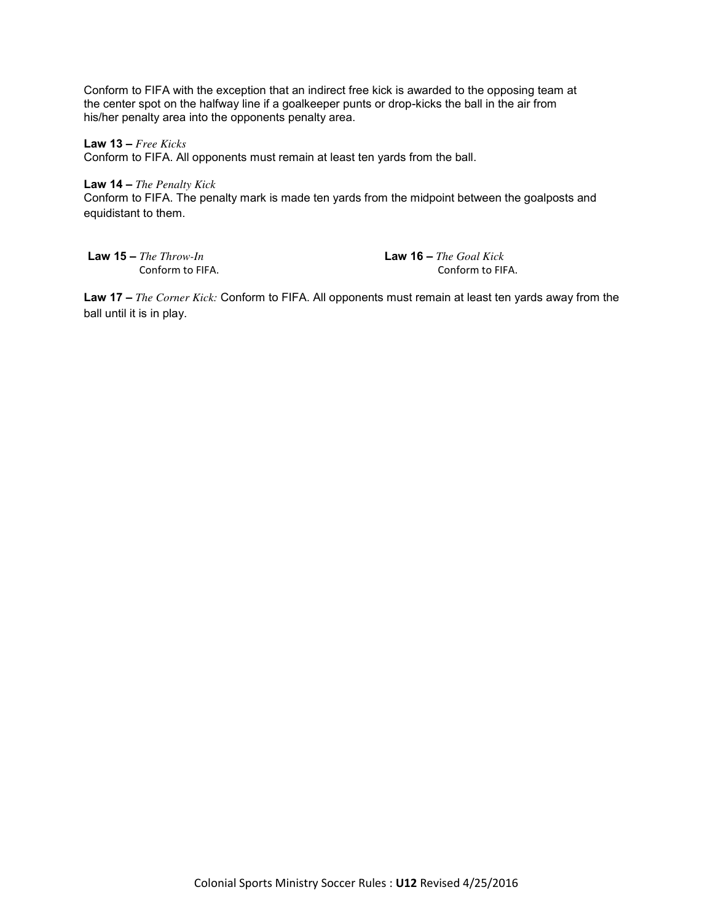Conform to FIFA with the exception that an indirect free kick is awarded to the opposing team at the center spot on the halfway line if a goalkeeper punts or drop-kicks the ball in the air from his/her penalty area into the opponents penalty area.

**Law 13 –** *Free Kicks*
Conform to FIFA. All opponents must remain at least ten yards from the ball.

**Law 14 –** *The Penalty Kick*
Conform to FIFA. The penalty mark is made ten yards from the midpoint between the goalposts and equidistant to them.

**Law 15 –** *The Throw-In*
Conform to FIFA.

**Law 16 –** *The Goal Kick*
Conform to FIFA.

**Law 17 –** *The Corner Kick:* Conform to FIFA. All opponents must remain at least ten yards away from the ball until it is in play.